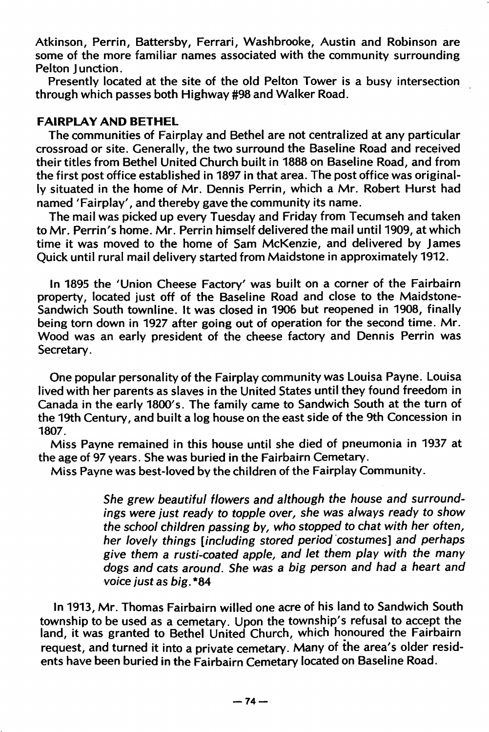Atkinson, Perrin, Battersby, Ferrari, Washbrooke, Austin and Robinson are some of the more familiar names associated with the community surrounding Pelton Junction.

Presently located at the site of the old Pelton Tower is a busy intersection through which passes both Highway #98 and Walker Road.

### FAIRPLAY AND BETHEL

The communities of Fairplay and Bethel are not centralized at any particular crossroad or site. Generally, the two surround the Baseline Road and received their titles from Bethel United Church built in 1888 on Baseline Road, and from the first post office established in 1897 in that area. The post office was originally situated in the home of Mr. Dennis Perrin, which a Mr. Robert Hurst had named 'Fairplay', and thereby gave the community its name.

The mail was picked up every Tuesday and Friday from Tecumseh and taken to Mr. Perrin's home. Mr. Perrin himself delivered the mail until 1909, at which time it was moved to the home of Sam McKenzie, and delivered by James Quick until rural mail delivery started from Maidstone in approximately 1912.

In 1895 the 'Union Cheese Factory' was built on a corner of the Fairbairn property, located just off of the Baseline Road and close to the Maidstone-Sandwich South townline. It was closed in 1906 but reopened in 1908, finally being torn down in 1927 after going out of operation for the second time. Mr. Wood was an early president of the cheese factory and Dennis Perrin was Secretary.

One popular personality of the Fairplay community was Louisa Payne. Louisa lived with her parents as slaves in the United States until they found freedom in Canada in the early 1800's. The family came to Sandwich South at the turn of the 19th Century, and built a log house on the east side of the 9th Concession in 1807.

Miss Payne remained in this house until she died of pneumonia in 1937 at the age of 97 years. She was buried in the Fairbairn Cemetary.

Miss Payne was best-loved by the children of the Fairplay Community.

> *She grew beautiful flowers and although the house and surroundings were just ready to topple over, she was always ready to show the school children passing by, who stopped to chat with her often, her lovely things [including stored period costumes] and perhaps give them a rusti-coated apple, and let them play with the many dogs and cats around. She was a big person and had a heart and voice just as big.* *84

In 1913, Mr. Thomas Fairbairn willed one acre of his land to Sandwich South township to be used as a cemetary. Upon the township's refusal to accept the land, it was granted to Bethel United Church, which honoured the Fairbairn request, and turned it into a private cemetary. Many of the area's older residents have been buried in the Fairbairn Cemetary located on Baseline Road.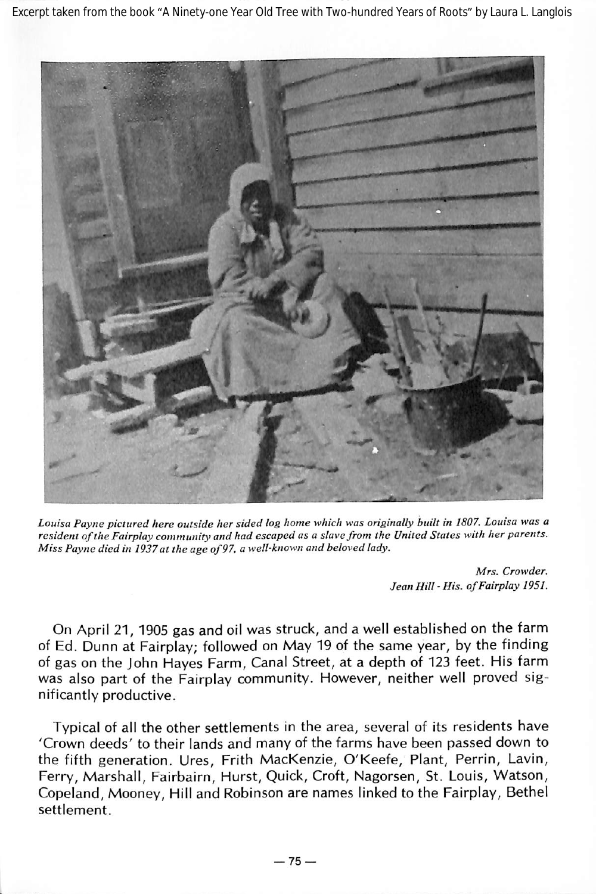Excerpt taken from the book "A Ninety-one Year Old Tree with Two-hundred Years of Roots" by Laura L. Langlois

*Louisa Payne pictured here outside her sided log home which was originally built in 1807. Louisa was a resident of the Fairplay community and had escaped as a slave from the United States with her parents. Miss Payne died in 1937 at the age of 97, a well-known and beloved lady.*

*Mrs. Crowder.*
*Jean Hill - His. of Fairplay 1951.*

On April 21, 1905 gas and oil was struck, and a well established on the farm of Ed. Dunn at Fairplay; followed on May 19 of the same year, by the finding of gas on the John Hayes Farm, Canal Street, at a depth of 123 feet. His farm was also part of the Fairplay community. However, neither well proved significantly productive.

Typical of all the other settlements in the area, several of its residents have 'Crown deeds' to their lands and many of the farms have been passed down to the fifth generation. Ures, Frith MacKenzie, O'Keefe, Plant, Perrin, Lavin, Ferry, Marshall, Fairbairn, Hurst, Quick, Croft, Nagorsen, St. Louis, Watson, Copeland, Mooney, Hill and Robinson are names linked to the Fairplay, Bethel settlement.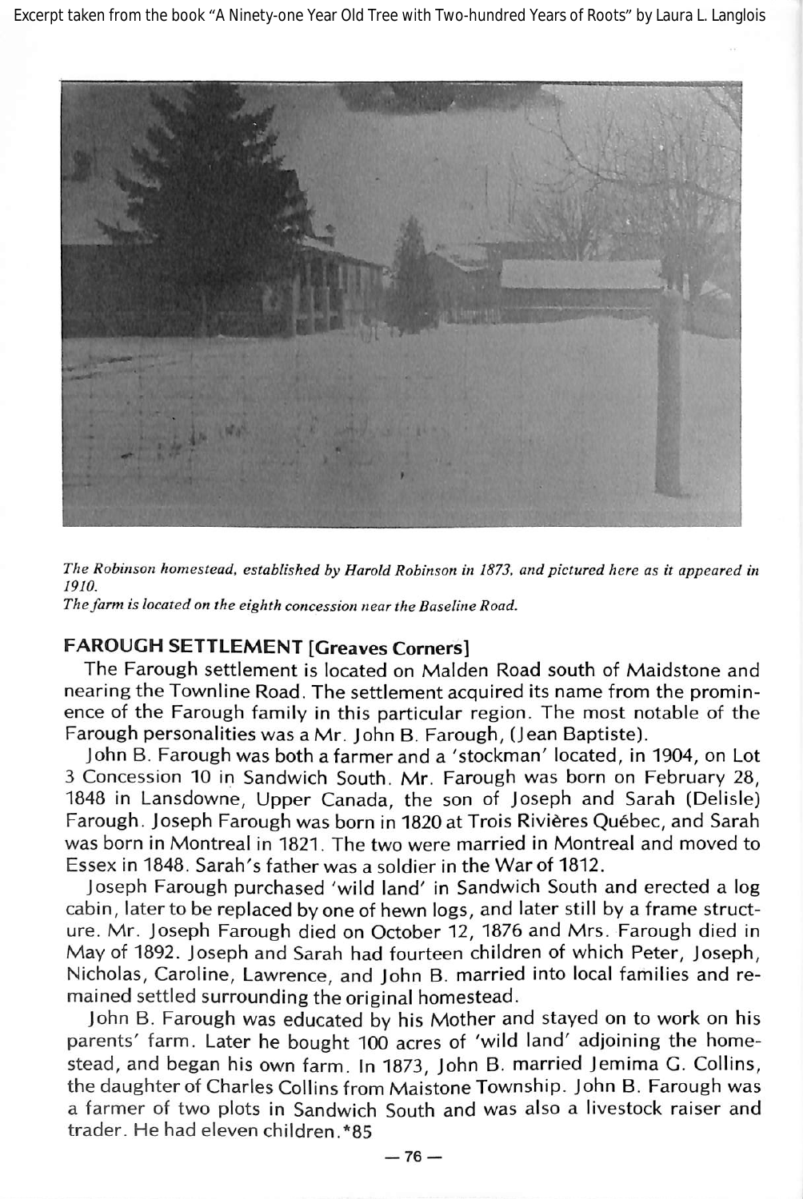Excerpt taken from the book "A Ninety-one Year Old Tree with Two-hundred Years of Roots" by Laura L. Langlois

*The Robinson homestead, established by Harold Robinson in 1873, and pictured here as it appeared in 1910.*
*The farm is located on the eighth concession near the Baseline Road.*

## FAROUGH SETTLEMENT [Greaves Corners]

The Farough settlement is located on Malden Road south of Maidstone and nearing the Townline Road. The settlement acquired its name from the prominence of the Farough family in this particular region. The most notable of the Farough personalities was a Mr. John B. Farough, (Jean Baptiste).

John B. Farough was both a farmer and a 'stockman' located, in 1904, on Lot 3 Concession 10 in Sandwich South. Mr. Farough was born on February 28, 1848 in Lansdowne, Upper Canada, the son of Joseph and Sarah (Delisle) Farough. Joseph Farough was born in 1820 at Trois Rivières Québec, and Sarah was born in Montreal in 1821. The two were married in Montreal and moved to Essex in 1848. Sarah's father was a soldier in the War of 1812.

Joseph Farough purchased 'wild land' in Sandwich South and erected a log cabin, later to be replaced by one of hewn logs, and later still by a frame structure. Mr. Joseph Farough died on October 12, 1876 and Mrs. Farough died in May of 1892. Joseph and Sarah had fourteen children of which Peter, Joseph, Nicholas, Caroline, Lawrence, and John B. married into local families and remained settled surrounding the original homestead.

John B. Farough was educated by his Mother and stayed on to work on his parents' farm. Later he bought 100 acres of 'wild land' adjoining the homestead, and began his own farm. In 1873, John B. married Jemima G. Collins, the daughter of Charles Collins from Maistone Township. John B. Farough was a farmer of two plots in Sandwich South and was also a livestock raiser and trader. He had eleven children.*85